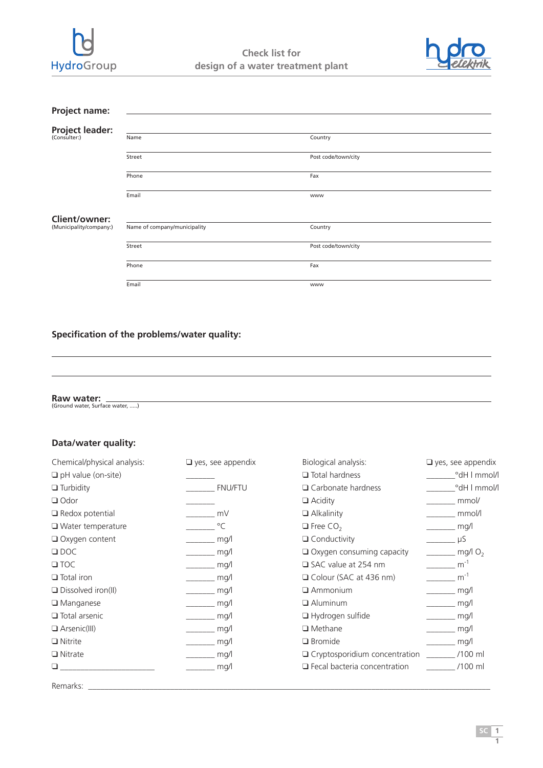HydroGroup

# Check list for design of a water treatment plant

hydro elektrik

**Project name:** ______________________________

**Project leader:**
(Consulter:)

| | |
|---|---|
| Name | Country |
| Street | Post code/town/city |
| Phone | Fax |
| Email | www |

**Client/owner:**
(Municipality/company:)

| | |
|---|---|
| Name of company/municipality | Country |
| Street | Post code/town/city |
| Phone | Fax |
| Email | www |

## Specification of the problems/water quality:

______________________________

______________________________

**Raw water:** ______________________________
(Ground water, Surface water, .....)

## Data/water quality:

| Chemical/physical analysis: | ❑ yes, see appendix | Biological analysis: | ❑ yes, see appendix |
|---|---|---|---|
| ❑ pH value (on-site) | _______ | ❑ Total hardness | _______ °dH I mmol/l |
| ❑ Turbidity | _______ FNU/FTU | ❑ Carbonate hardness | _______ °dH I mmol/l |
| ❑ Odor | _______ | ❑ Acidity | _______ mmol/ |
| ❑ Redox potential | _______ mV | ❑ Alkalinity | _______ mmol/l |
| ❑ Water temperature | _______ °C | ❑ Free $CO_2$ | _______ mg/l |
| ❑ Oxygen content | _______ mg/l | ❑ Conductivity | _______ µS |
| ❑ DOC | _______ mg/l | ❑ Oxygen consuming capacity | _______ mg/l $O_2$ |
| ❑ TOC | _______ mg/l | ❑ SAC value at 254 nm | _______ $m^{-1}$ |
| ❑ Total iron | _______ mg/l | ❑ Colour (SAC at 436 nm) | _______ $m^{-1}$ |
| ❑ Dissolved iron(II) | _______ mg/l | ❑ Ammonium | _______ mg/l |
| ❑ Manganese | _______ mg/l | ❑ Aluminum | _______ mg/l |
| ❑ Total arsenic | _______ mg/l | ❑ Hydrogen sulfide | _______ mg/l |
| ❑ Arsenic(III) | _______ mg/l | ❑ Methane | _______ mg/l |
| ❑ Nitrite | _______ mg/l | ❑ Bromide | _______ mg/l |
| ❑ Nitrate | _______ mg/l | ❑ Cryptosporidium concentration | _______ /100 ml |
| ❑ ______________ | _______ mg/l | ❑ Fecal bacteria concentration | _______ /100 ml |

Remarks: ______________________________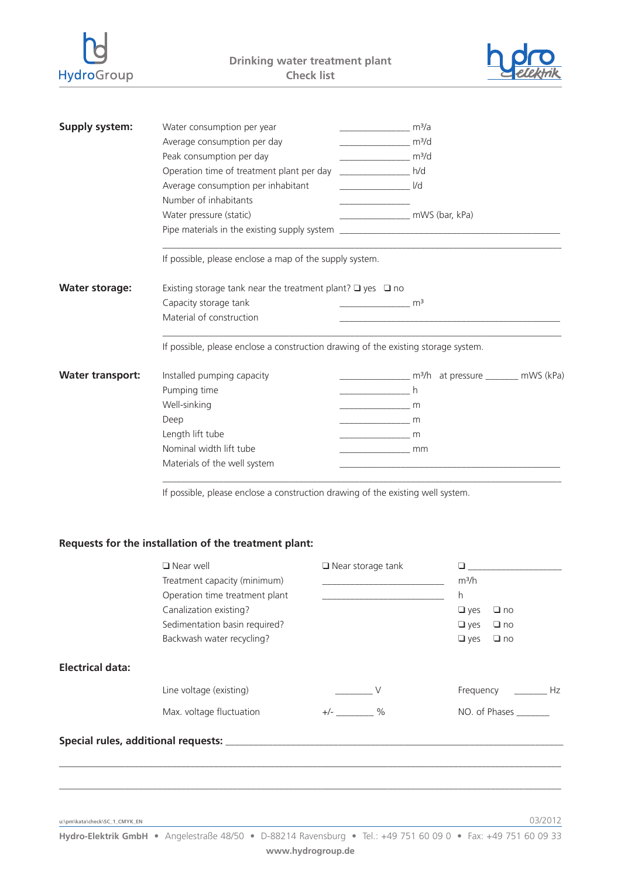# Drinking water treatment plant
## Check list

**Supply system:**

| | | |
|---|---|---|
| Water consumption per year | ______________ | $m^3/a$ |
| Average consumption per day | ______________ | $m^3/d$ |
| Peak consumption per day | ______________ | $m^3/d$ |
| Operation time of treatment plant per day | ______________ | h/d |
| Average consumption per inhabitant | ______________ | l/d |
| Number of inhabitants | ______________ | |
| Water pressure (static) | ______________ | mWS (bar, kPa) |
| Pipe materials in the existing supply system | ______________________________________ | |

If possible, please enclose a map of the supply system.

**Water storage:**

Existing storage tank near the treatment plant? ❑ yes ❑ no

| | | |
|---|---|---|
| Capacity storage tank | ______________ | $m^3$ |
| Material of construction | ______________________________________ | |

If possible, please enclose a construction drawing of the existing storage system.

**Water transport:**

| | | |
|---|---|---|
| Installed pumping capacity | ______________ | $m^3/h$ at pressure _______ mWS (kPa) |
| Pumping time | ______________ | h |
| Well-sinking | ______________ | m |
| Deep | ______________ | m |
| Length lift tube | ______________ | m |
| Nominal width lift tube | ______________ | mm |
| Materials of the well system | ______________________________________ | |

If possible, please enclose a construction drawing of the existing well system.

**Requests for the installation of the treatment plant:**

| | | |
|---|---|---|
| ❑ Near well | ❑ Near storage tank | ❑ ________________ |
| Treatment capacity (minimum) | ________________________ | $m^3/h$ |
| Operation time treatment plant | ________________________ | h |
| Canalization existing? | | ❑ yes ❑ no |
| Sedimentation basin required? | | ❑ yes ❑ no |
| Backwash water recycling? | | ❑ yes ❑ no |

**Electrical data:**

| | | |
|---|---|---|
| Line voltage (existing) | ________ V | Frequency _______ Hz |
| Max. voltage fluctuation | +/- ________ % | NO. of Phases _______ |

**Special rules, additional requests:** ______________________________________________________________

______________________________________________________________

______________________________________________________________

u:\pm\kata\check\SC_1_CMYK_EN

03/2012

**Hydro-Elektrik GmbH** • Angelestraße 48/50 • D-88214 Ravensburg • Tel.: +49 751 60 09 0 • Fax: +49 751 60 09 33

**www.hydrogroup.de**